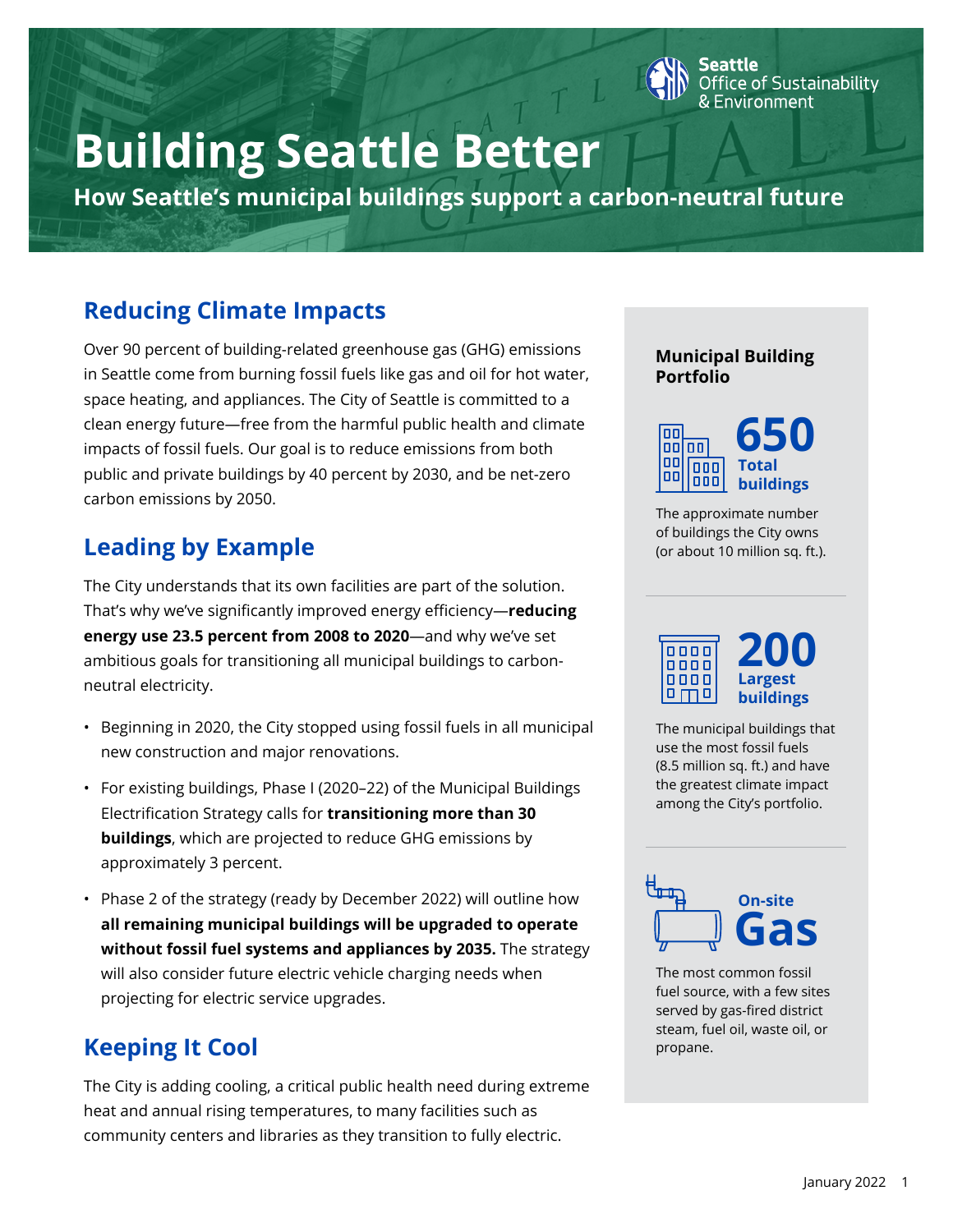Seattle Office of Sustainability & Environment

# Building Seattle Better

**How Seattle's municipal buildings support a carbon-neutral future**

## Reducing Climate Impacts

Over 90 percent of building-related greenhouse gas (GHG) emissions in Seattle come from burning fossil fuels like gas and oil for hot water, space heating, and appliances. The City of Seattle is committed to a clean energy future—free from the harmful public health and climate impacts of fossil fuels. Our goal is to reduce emissions from both public and private buildings by 40 percent by 2030, and be net-zero carbon emissions by 2050.

## Leading by Example

The City understands that its own facilities are part of the solution. That's why we've significantly improved energy efficiency—**reducing energy use 23.5 percent from 2008 to 2020**—and why we've set ambitious goals for transitioning all municipal buildings to carbon-neutral electricity.

- Beginning in 2020, the City stopped using fossil fuels in all municipal new construction and major renovations.
- For existing buildings, Phase I (2020–22) of the Municipal Buildings Electrification Strategy calls for **transitioning more than 30 buildings**, which are projected to reduce GHG emissions by approximately 3 percent.
- Phase 2 of the strategy (ready by December 2022) will outline how **all remaining municipal buildings will be upgraded to operate without fossil fuel systems and appliances by 2035.** The strategy will also consider future electric vehicle charging needs when projecting for electric service upgrades.

## Keeping It Cool

The City is adding cooling, a critical public health need during extreme heat and annual rising temperatures, to many facilities such as community centers and libraries as they transition to fully electric.

### Municipal Building Portfolio

**650 Total buildings**

The approximate number of buildings the City owns (or about 10 million sq. ft.).

**200 Largest buildings**

The municipal buildings that use the most fossil fuels (8.5 million sq. ft.) and have the greatest climate impact among the City's portfolio.

**On-site Gas**

The most common fossil fuel source, with a few sites served by gas-fired district steam, fuel oil, waste oil, or propane.

January 2022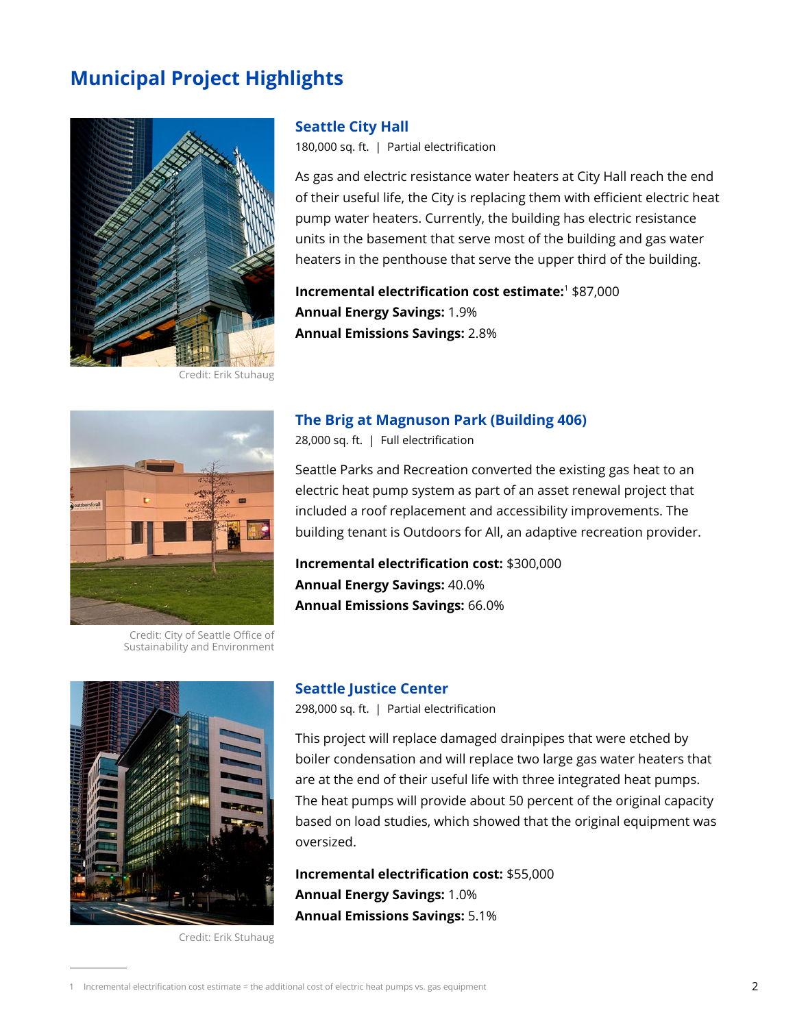# Municipal Project Highlights

Credit: Erik Stuhaug

## Seattle City Hall

180,000 sq. ft. | Partial electrification

As gas and electric resistance water heaters at City Hall reach the end of their useful life, the City is replacing them with efficient electric heat pump water heaters. Currently, the building has electric resistance units in the basement that serve most of the building and gas water heaters in the penthouse that serve the upper third of the building.

**Incremental electrification cost estimate:**[1] $87,000
**Annual Energy Savings:** 1.9%
**Annual Emissions Savings:** 2.8%

Credit: City of Seattle Office of Sustainability and Environment

## The Brig at Magnuson Park (Building 406)

28,000 sq. ft. | Full electrification

Seattle Parks and Recreation converted the existing gas heat to an electric heat pump system as part of an asset renewal project that included a roof replacement and accessibility improvements. The building tenant is Outdoors for All, an adaptive recreation provider.

**Incremental electrification cost:** $300,000
**Annual Energy Savings:** 40.0%
**Annual Emissions Savings:** 66.0%

Credit: Erik Stuhaug

## Seattle Justice Center

298,000 sq. ft. | Partial electrification

This project will replace damaged drainpipes that were etched by boiler condensation and will replace two large gas water heaters that are at the end of their useful life with three integrated heat pumps. The heat pumps will provide about 50 percent of the original capacity based on load studies, which showed that the original equipment was oversized.

**Incremental electrification cost:** $55,000
**Annual Energy Savings:** 1.0%
**Annual Emissions Savings:** 5.1%

---

1 Incremental electrification cost estimate = the additional cost of electric heat pumps vs. gas equipment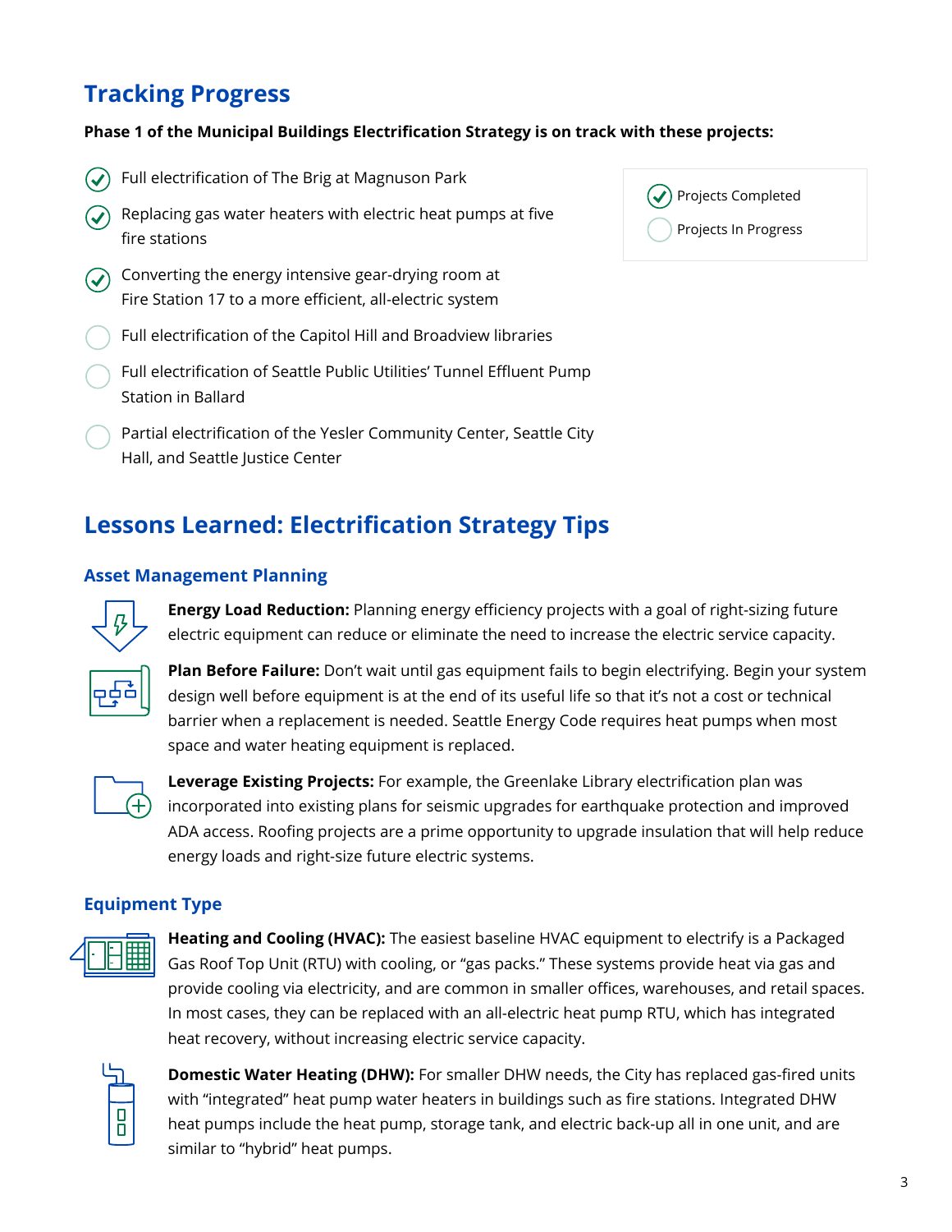## Tracking Progress

**Phase 1 of the Municipal Buildings Electrification Strategy is on track with these projects:**

- [x] Full electrification of The Brig at Magnuson Park
- [x] Replacing gas water heaters with electric heat pumps at five fire stations
- [x] Converting the energy intensive gear-drying room at Fire Station 17 to a more efficient, all-electric system
- [ ] Full electrification of the Capitol Hill and Broadview libraries
- [ ] Full electrification of Seattle Public Utilities' Tunnel Effluent Pump Station in Ballard
- [ ] Partial electrification of the Yesler Community Center, Seattle City Hall, and Seattle Justice Center

- [x] Projects Completed
- [ ] Projects In Progress

## Lessons Learned: Electrification Strategy Tips

### Asset Management Planning

**Energy Load Reduction:** Planning energy efficiency projects with a goal of right-sizing future electric equipment can reduce or eliminate the need to increase the electric service capacity.

**Plan Before Failure:** Don't wait until gas equipment fails to begin electrifying. Begin your system design well before equipment is at the end of its useful life so that it's not a cost or technical barrier when a replacement is needed. Seattle Energy Code requires heat pumps when most space and water heating equipment is replaced.

**Leverage Existing Projects:** For example, the Greenlake Library electrification plan was incorporated into existing plans for seismic upgrades for earthquake protection and improved ADA access. Roofing projects are a prime opportunity to upgrade insulation that will help reduce energy loads and right-size future electric systems.

### Equipment Type

**Heating and Cooling (HVAC):** The easiest baseline HVAC equipment to electrify is a Packaged Gas Roof Top Unit (RTU) with cooling, or "gas packs." These systems provide heat via gas and provide cooling via electricity, and are common in smaller offices, warehouses, and retail spaces. In most cases, they can be replaced with an all-electric heat pump RTU, which has integrated heat recovery, without increasing electric service capacity.

**Domestic Water Heating (DHW):** For smaller DHW needs, the City has replaced gas-fired units with "integrated" heat pump water heaters in buildings such as fire stations. Integrated DHW heat pumps include the heat pump, storage tank, and electric back-up all in one unit, and are similar to "hybrid" heat pumps.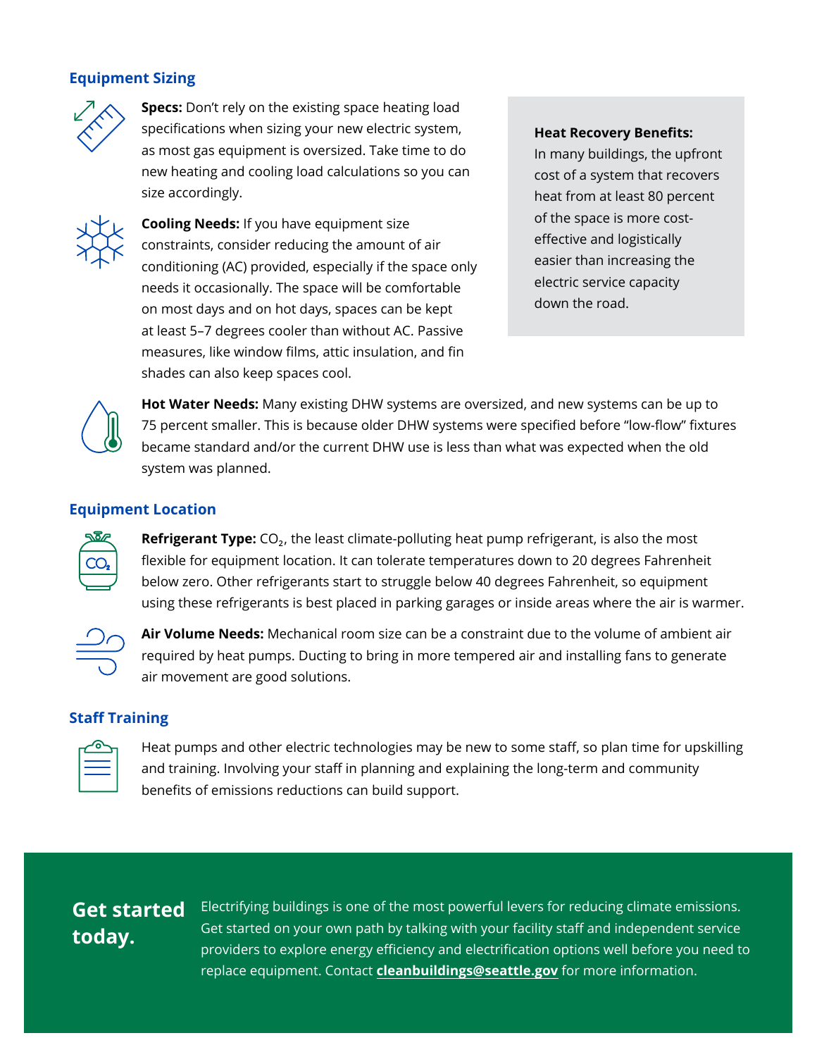## Equipment Sizing

**Specs:** Don't rely on the existing space heating load specifications when sizing your new electric system, as most gas equipment is oversized. Take time to do new heating and cooling load calculations so you can size accordingly.

**Cooling Needs:** If you have equipment size constraints, consider reducing the amount of air conditioning (AC) provided, especially if the space only needs it occasionally. The space will be comfortable on most days and on hot days, spaces can be kept at least 5–7 degrees cooler than without AC. Passive measures, like window films, attic insulation, and fin shades can also keep spaces cool.

**Heat Recovery Benefits:** In many buildings, the upfront cost of a system that recovers heat from at least 80 percent of the space is more cost-effective and logistically easier than increasing the electric service capacity down the road.

**Hot Water Needs:** Many existing DHW systems are oversized, and new systems can be up to 75 percent smaller. This is because older DHW systems were specified before "low-flow" fixtures became standard and/or the current DHW use is less than what was expected when the old system was planned.

## Equipment Location

**Refrigerant Type:** $CO_2$, the least climate-polluting heat pump refrigerant, is also the most flexible for equipment location. It can tolerate temperatures down to 20 degrees Fahrenheit below zero. Other refrigerants start to struggle below 40 degrees Fahrenheit, so equipment using these refrigerants is best placed in parking garages or inside areas where the air is warmer.

**Air Volume Needs:** Mechanical room size can be a constraint due to the volume of ambient air required by heat pumps. Ducting to bring in more tempered air and installing fans to generate air movement are good solutions.

## Staff Training

Heat pumps and other electric technologies may be new to some staff, so plan time for upskilling and training. Involving your staff in planning and explaining the long-term and community benefits of emissions reductions can build support.

## Get started today.

Electrifying buildings is one of the most powerful levers for reducing climate emissions. Get started on your own path by talking with your facility staff and independent service providers to explore energy efficiency and electrification options well before you need to replace equipment. Contact **cleanbuildings@seattle.gov** for more information.